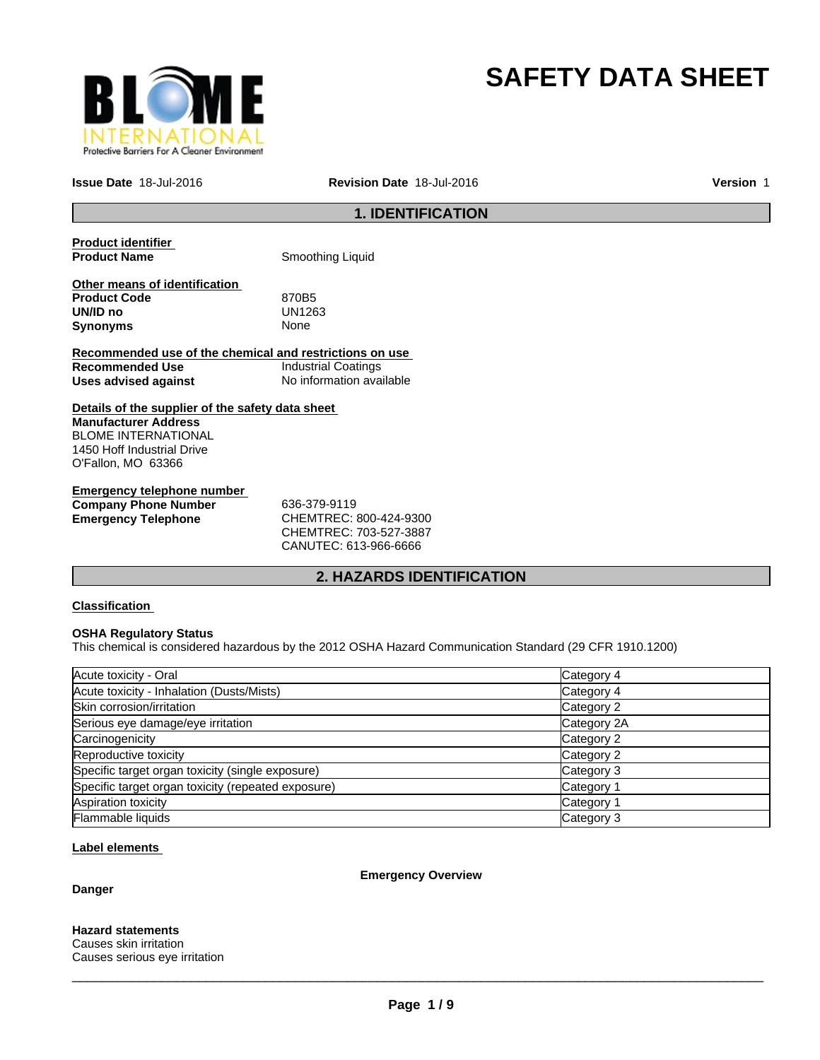# SAFETY DATA SHEET

**Issue Date** 18-Jul-2016 **Revision Date** 18-Jul-2016 **Version** 1

## 1. IDENTIFICATION

**Product identifier**

| | |
|---|---|
| **Product Name** | Smoothing Liquid |

**Other means of identification**

| | |
|---|---|
| **Product Code** | 870B5 |
| **UN/ID no** | UN1263 |
| **Synonyms** | None |

**Recommended use of the chemical and restrictions on use**

| | |
|---|---|
| **Recommended Use** | Industrial Coatings |
| **Uses advised against** | No information available |

**Details of the supplier of the safety data sheet**

**Manufacturer Address**
BLOME INTERNATIONAL
1450 Hoff Industrial Drive
O'Fallon, MO 63366

**Emergency telephone number**

| | |
|---|---|
| **Company Phone Number** | 636-379-9119 |
| **Emergency Telephone** | CHEMTREC: 800-424-9300<br>CHEMTREC: 703-527-3887<br>CANUTEC: 613-966-6666 |

## 2. HAZARDS IDENTIFICATION

**Classification**

**OSHA Regulatory Status**
This chemical is considered hazardous by the 2012 OSHA Hazard Communication Standard (29 CFR 1910.1200)

| | |
|---|---|
| Acute toxicity - Oral | Category 4 |
| Acute toxicity - Inhalation (Dusts/Mists) | Category 4 |
| Skin corrosion/irritation | Category 2 |
| Serious eye damage/eye irritation | Category 2A |
| Carcinogenicity | Category 2 |
| Reproductive toxicity | Category 2 |
| Specific target organ toxicity (single exposure) | Category 3 |
| Specific target organ toxicity (repeated exposure) | Category 1 |
| Aspiration toxicity | Category 1 |
| Flammable liquids | Category 3 |

**Label elements**

**Emergency Overview**

**Danger**

**Hazard statements**
Causes skin irritation
Causes serious eye irritation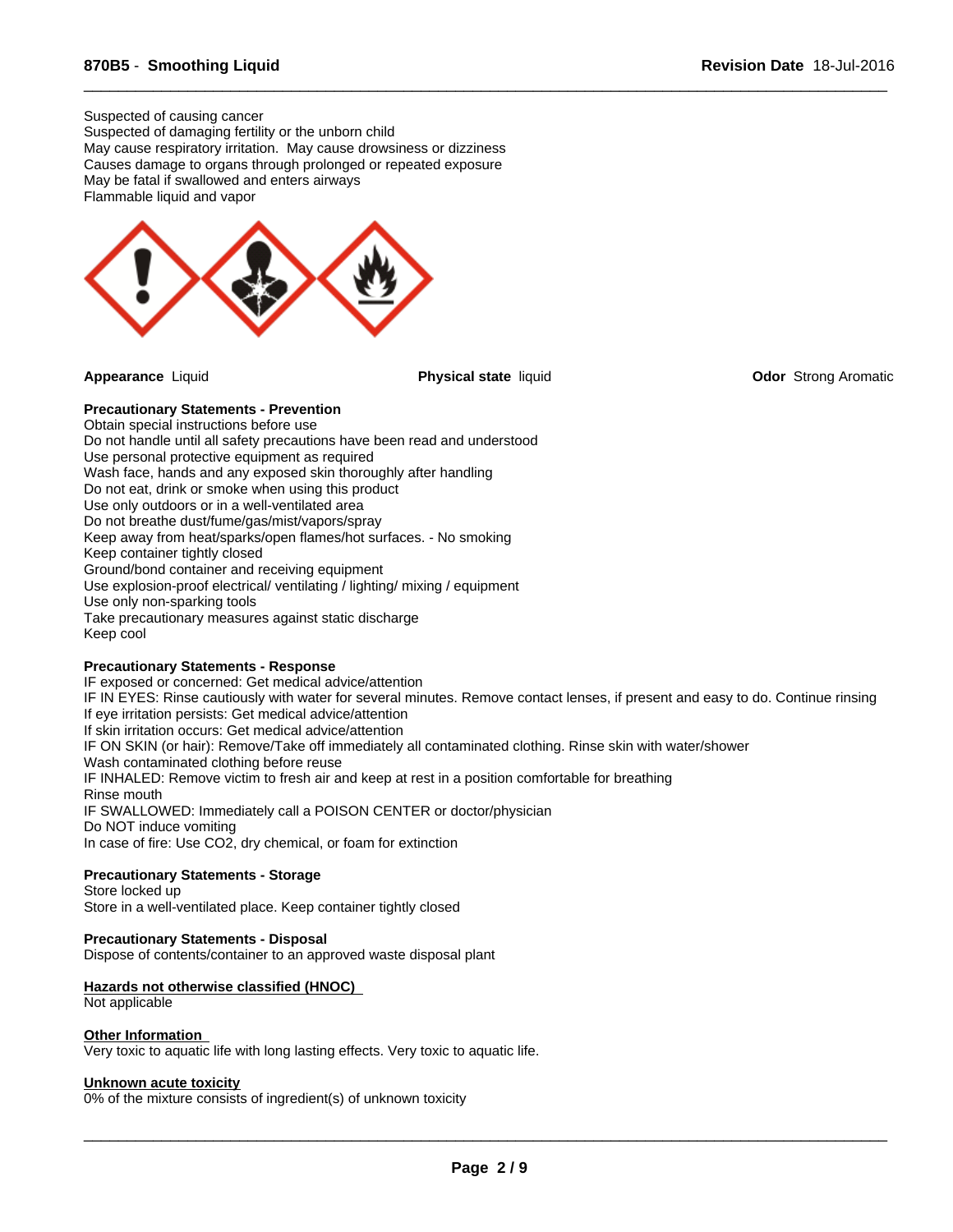Suspected of causing cancer
Suspected of damaging fertility or the unborn child
May cause respiratory irritation. May cause drowsiness or dizziness
Causes damage to organs through prolonged or repeated exposure
May be fatal if swallowed and enters airways
Flammable liquid and vapor

**Appearance** Liquid

**Physical state** liquid

**Odor** Strong Aromatic

**Precautionary Statements - Prevention**

Obtain special instructions before use
Do not handle until all safety precautions have been read and understood
Use personal protective equipment as required
Wash face, hands and any exposed skin thoroughly after handling
Do not eat, drink or smoke when using this product
Use only outdoors or in a well-ventilated area
Do not breathe dust/fume/gas/mist/vapors/spray
Keep away from heat/sparks/open flames/hot surfaces. - No smoking
Keep container tightly closed
Ground/bond container and receiving equipment
Use explosion-proof electrical/ ventilating / lighting/ mixing / equipment
Use only non-sparking tools
Take precautionary measures against static discharge
Keep cool

**Precautionary Statements - Response**

IF exposed or concerned: Get medical advice/attention
IF IN EYES: Rinse cautiously with water for several minutes. Remove contact lenses, if present and easy to do. Continue rinsing
If eye irritation persists: Get medical advice/attention
If skin irritation occurs: Get medical advice/attention
IF ON SKIN (or hair): Remove/Take off immediately all contaminated clothing. Rinse skin with water/shower
Wash contaminated clothing before reuse
IF INHALED: Remove victim to fresh air and keep at rest in a position comfortable for breathing
Rinse mouth
IF SWALLOWED: Immediately call a POISON CENTER or doctor/physician
Do NOT induce vomiting
In case of fire: Use CO2, dry chemical, or foam for extinction

**Precautionary Statements - Storage**

Store locked up
Store in a well-ventilated place. Keep container tightly closed

**Precautionary Statements - Disposal**

Dispose of contents/container to an approved waste disposal plant

**Hazards not otherwise classified (HNOC)**

Not applicable

**Other Information**

Very toxic to aquatic life with long lasting effects. Very toxic to aquatic life.

**Unknown acute toxicity**

0% of the mixture consists of ingredient(s) of unknown toxicity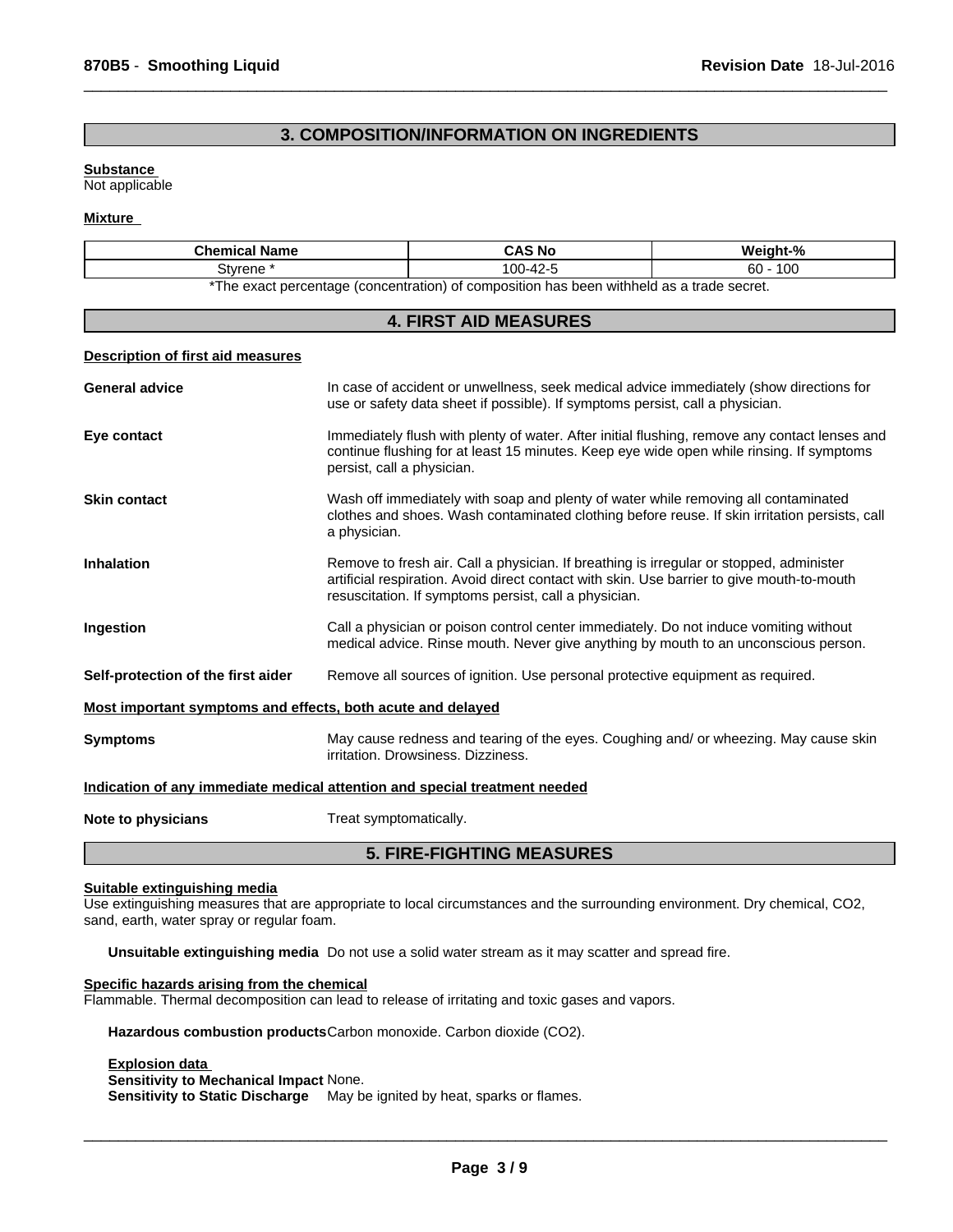## 3. COMPOSITION/INFORMATION ON INGREDIENTS

**Substance**
Not applicable

**Mixture**

| Chemical Name | CAS No | Weight-% |
|---|---|---|
| Styrene * | 100-42-5 | 60 - 100 |

*The exact percentage (concentration) of composition has been withheld as a trade secret.

## 4. FIRST AID MEASURES

**Description of first aid measures**

**General advice** In case of accident or unwellness, seek medical advice immediately (show directions for use or safety data sheet if possible). If symptoms persist, call a physician.

**Eye contact** Immediately flush with plenty of water. After initial flushing, remove any contact lenses and continue flushing for at least 15 minutes. Keep eye wide open while rinsing. If symptoms persist, call a physician.

**Skin contact** Wash off immediately with soap and plenty of water while removing all contaminated clothes and shoes. Wash contaminated clothing before reuse. If skin irritation persists, call a physician.

**Inhalation** Remove to fresh air. Call a physician. If breathing is irregular or stopped, administer artificial respiration. Avoid direct contact with skin. Use barrier to give mouth-to-mouth resuscitation. If symptoms persist, call a physician.

**Ingestion** Call a physician or poison control center immediately. Do not induce vomiting without medical advice. Rinse mouth. Never give anything by mouth to an unconscious person.

**Self-protection of the first aider** Remove all sources of ignition. Use personal protective equipment as required.

**Most important symptoms and effects, both acute and delayed**

**Symptoms** May cause redness and tearing of the eyes. Coughing and/ or wheezing. May cause skin irritation. Drowsiness. Dizziness.

**Indication of any immediate medical attention and special treatment needed**

**Note to physicians** Treat symptomatically.

## 5. FIRE-FIGHTING MEASURES

**Suitable extinguishing media**
Use extinguishing measures that are appropriate to local circumstances and the surrounding environment. Dry chemical, $CO_2$, sand, earth, water spray or regular foam.

**Unsuitable extinguishing media** Do not use a solid water stream as it may scatter and spread fire.

**Specific hazards arising from the chemical**
Flammable. Thermal decomposition can lead to release of irritating and toxic gases and vapors.

**Hazardous combustion products** Carbon monoxide. Carbon dioxide ($CO_2$).

**Explosion data**
**Sensitivity to Mechanical Impact** None.
**Sensitivity to Static Discharge** May be ignited by heat, sparks or flames.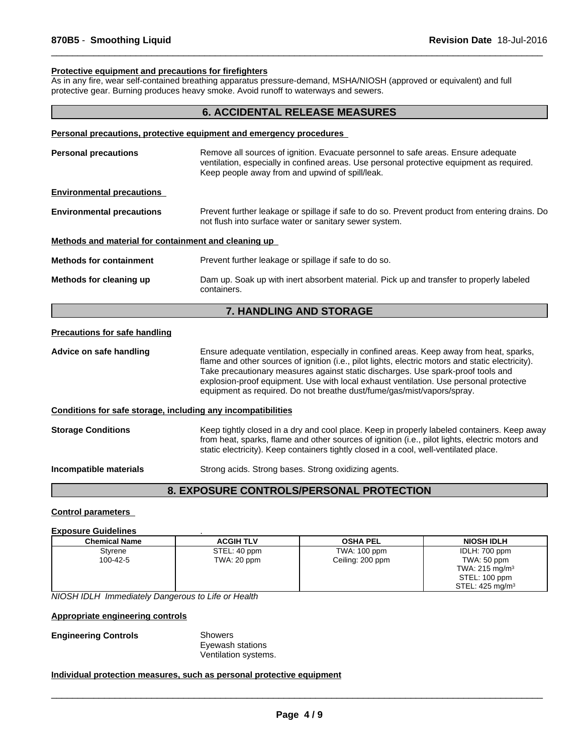**Protective equipment and precautions for firefighters**

As in any fire, wear self-contained breathing apparatus pressure-demand, MSHA/NIOSH (approved or equivalent) and full protective gear. Burning produces heavy smoke. Avoid runoff to waterways and sewers.

## 6. ACCIDENTAL RELEASE MEASURES

**Personal precautions, protective equipment and emergency procedures**

**Personal precautions** Remove all sources of ignition. Evacuate personnel to safe areas. Ensure adequate ventilation, especially in confined areas. Use personal protective equipment as required. Keep people away from and upwind of spill/leak.

**Environmental precautions**

**Environmental precautions** Prevent further leakage or spillage if safe to do so. Prevent product from entering drains. Do not flush into surface water or sanitary sewer system.

**Methods and material for containment and cleaning up**

**Methods for containment** Prevent further leakage or spillage if safe to do so.

**Methods for cleaning up** Dam up. Soak up with inert absorbent material. Pick up and transfer to properly labeled containers.

## 7. HANDLING AND STORAGE

**Precautions for safe handling**

**Advice on safe handling** Ensure adequate ventilation, especially in confined areas. Keep away from heat, sparks, flame and other sources of ignition (i.e., pilot lights, electric motors and static electricity). Take precautionary measures against static discharges. Use spark-proof tools and explosion-proof equipment. Use with local exhaust ventilation. Use personal protective equipment as required. Do not breathe dust/fume/gas/mist/vapors/spray.

**Conditions for safe storage, including any incompatibilities**

**Storage Conditions** Keep tightly closed in a dry and cool place. Keep in properly labeled containers. Keep away from heat, sparks, flame and other sources of ignition (i.e., pilot lights, electric motors and static electricity). Keep containers tightly closed in a cool, well-ventilated place.

**Incompatible materials** Strong acids. Strong bases. Strong oxidizing agents.

## 8. EXPOSURE CONTROLS/PERSONAL PROTECTION

**Control parameters**

**Exposure Guidelines** .

| Chemical Name | ACGIH TLV | OSHA PEL | NIOSH IDLH |
|---|---|---|---|
| Styrene<br>100-42-5 | STEL: 40 ppm<br>TWA: 20 ppm | TWA: 100 ppm<br>Ceiling: 200 ppm | IDLH: 700 ppm<br>TWA: 50 ppm<br>TWA: 215 mg/m$^3$<br>STEL: 100 ppm<br>STEL: 425 mg/m$^3$ |

*NIOSH IDLH Immediately Dangerous to Life or Health*

**Appropriate engineering controls**

**Engineering Controls** Showers
Eyewash stations
Ventilation systems.

**Individual protection measures, such as personal protective equipment**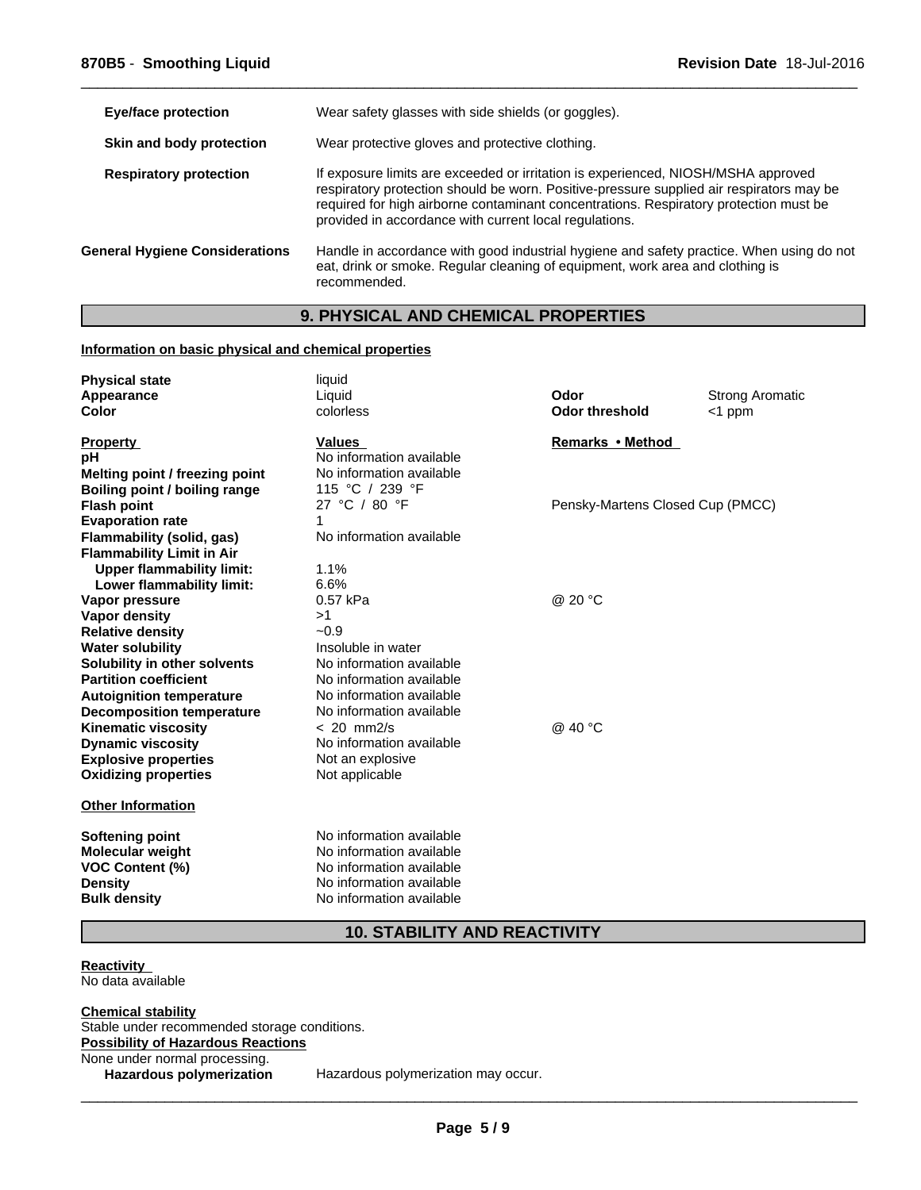| | |
|---|---|
| **Eye/face protection** | Wear safety glasses with side shields (or goggles). |
| **Skin and body protection** | Wear protective gloves and protective clothing. |
| **Respiratory protection** | If exposure limits are exceeded or irritation is experienced, NIOSH/MSHA approved respiratory protection should be worn. Positive-pressure supplied air respirators may be required for high airborne contaminant concentrations. Respiratory protection must be provided in accordance with current local regulations. |
| **General Hygiene Considerations** | Handle in accordance with good industrial hygiene and safety practice. When using do not eat, drink or smoke. Regular cleaning of equipment, work area and clothing is recommended. |

## 9. PHYSICAL AND CHEMICAL PROPERTIES

**Information on basic physical and chemical properties**

| | | | |
|---|---|---|---|
| **Physical state** | liquid | | |
| **Appearance** | Liquid | **Odor** | Strong Aromatic |
| **Color** | colorless | **Odor threshold** | <1 ppm |

| **Property** | **Values** | **Remarks • Method** |
|---|---|---|
| **pH** | No information available | |
| **Melting point / freezing point** | No information available | |
| **Boiling point / boiling range** | 115 °C / 239 °F | |
| **Flash point** | 27 °C / 80 °F | Pensky-Martens Closed Cup (PMCC) |
| **Evaporation rate** | 1 | |
| **Flammability (solid, gas)** | No information available | |
| **Flammability Limit in Air** | | |
| **Upper flammability limit:** | 1.1% | |
| **Lower flammability limit:** | 6.6% | |
| **Vapor pressure** | 0.57 kPa | @ 20 °C |
| **Vapor density** | >1 | |
| **Relative density** | ~0.9 | |
| **Water solubility** | Insoluble in water | |
| **Solubility in other solvents** | No information available | |
| **Partition coefficient** | No information available | |
| **Autoignition temperature** | No information available | |
| **Decomposition temperature** | No information available | |
| **Kinematic viscosity** | < 20 mm2/s | @ 40 °C |
| **Dynamic viscosity** | No information available | |
| **Explosive properties** | Not an explosive | |
| **Oxidizing properties** | Not applicable | |

**Other Information**

| | |
|---|---|
| **Softening point** | No information available |
| **Molecular weight** | No information available |
| **VOC Content (%)** | No information available |
| **Density** | No information available |
| **Bulk density** | No information available |

## 10. STABILITY AND REACTIVITY

**Reactivity**

No data available

**Chemical stability**

Stable under recommended storage conditions.

**Possibility of Hazardous Reactions**

None under normal processing.

**Hazardous polymerization** Hazardous polymerization may occur.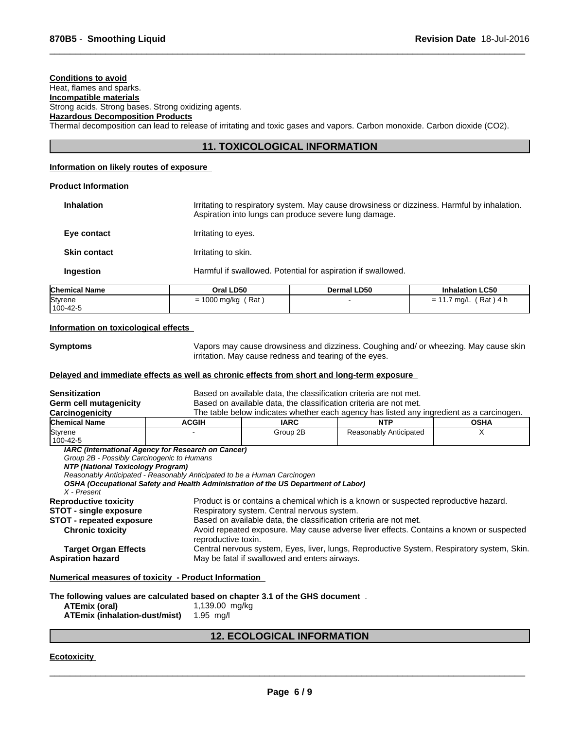**Conditions to avoid**

Heat, flames and sparks.

**Incompatible materials**

Strong acids. Strong bases. Strong oxidizing agents.

**Hazardous Decomposition Products**

Thermal decomposition can lead to release of irritating and toxic gases and vapors. Carbon monoxide. Carbon dioxide ($CO_2$).

## 11. TOXICOLOGICAL INFORMATION

**Information on likely routes of exposure**

**Product Information**

**Inhalation** Irritating to respiratory system. May cause drowsiness or dizziness. Harmful by inhalation. Aspiration into lungs can produce severe lung damage.

**Eye contact** Irritating to eyes.

**Skin contact** Irritating to skin.

**Ingestion** Harmful if swallowed. Potential for aspiration if swallowed.

| Chemical Name | Oral LD50 | Dermal LD50 | Inhalation LC50 |
|---|---|---|---|
| Styrene<br>100-42-5 | = 1000 mg/kg ( Rat ) | - | = 11.7 mg/L ( Rat ) 4 h |

**Information on toxicological effects**

**Symptoms** Vapors may cause drowsiness and dizziness. Coughing and/ or wheezing. May cause skin irritation. May cause redness and tearing of the eyes.

**Delayed and immediate effects as well as chronic effects from short and long-term exposure**

**Sensitization** Based on available data, the classification criteria are not met.

**Germ cell mutagenicity** Based on available data, the classification criteria are not met.

**Carcinogenicity** The table below indicates whether each agency has listed any ingredient as a carcinogen.

| Chemical Name | ACGIH | IARC | NTP | OSHA |
|---|---|---|---|---|
| Styrene<br>100-42-5 | - | Group 2B | Reasonably Anticipated | X |

***IARC (International Agency for Research on Cancer)***
*Group 2B - Possibly Carcinogenic to Humans*
***NTP (National Toxicology Program)***
*Reasonably Anticipated - Reasonably Anticipated to be a Human Carcinogen*
***OSHA (Occupational Safety and Health Administration of the US Department of Labor)***
*X - Present*

**Reproductive toxicity** Product is or contains a chemical which is a known or suspected reproductive hazard.

**STOT - single exposure** Respiratory system. Central nervous system.

**STOT - repeated exposure** Based on available data, the classification criteria are not met.

**Chronic toxicity** Avoid repeated exposure. May cause adverse liver effects. Contains a known or suspected reproductive toxin.

**Target Organ Effects** Central nervous system, Eyes, liver, lungs, Reproductive System, Respiratory system, Skin.

**Aspiration hazard** May be fatal if swallowed and enters airways.

**Numerical measures of toxicity - Product Information**

**The following values are calculated based on chapter 3.1 of the GHS document** .

**ATEmix (oral)** 1,139.00 mg/kg
**ATEmix (inhalation-dust/mist)** 1.95 mg/l

## 12. ECOLOGICAL INFORMATION

**Ecotoxicity**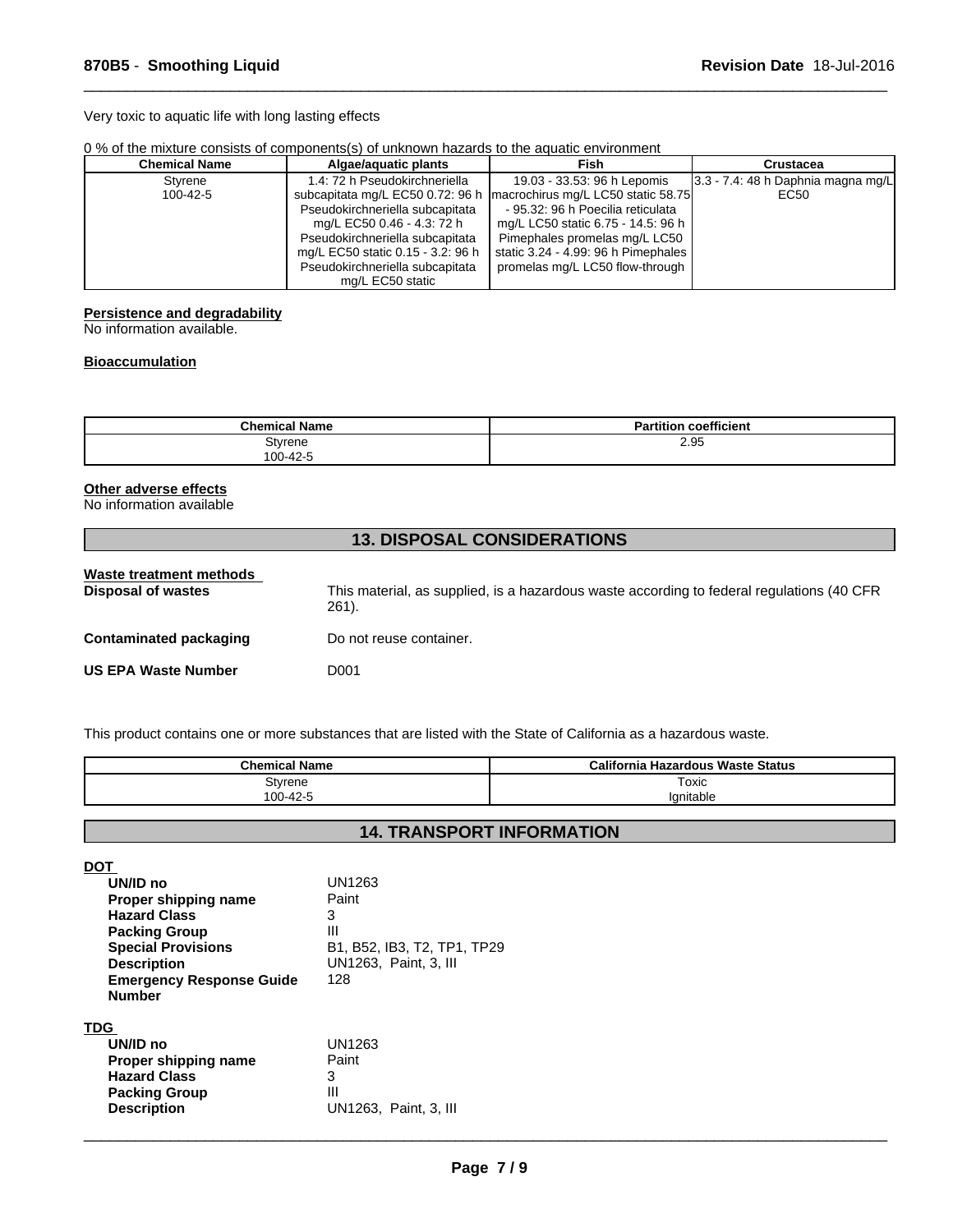Very toxic to aquatic life with long lasting effects

0 % of the mixture consists of components(s) of unknown hazards to the aquatic environment

| Chemical Name | Algae/aquatic plants | Fish | Crustacea |
| --- | --- | --- | --- |
| Styrene 100-42-5 | 1.4: 72 h Pseudokirchneriella subcapitata mg/L EC50 0.72: 96 h Pseudokirchneriella subcapitata mg/L EC50 0.46 - 4.3: 72 h Pseudokirchneriella subcapitata mg/L EC50 static 0.15 - 3.2: 96 h Pseudokirchneriella subcapitata mg/L EC50 static | 19.03 - 33.53: 96 h Lepomis macrochirus mg/L LC50 static 58.75 - 95.32: 96 h Poecilia reticulata mg/L LC50 static 6.75 - 14.5: 96 h Pimephales promelas mg/L LC50 static 3.24 - 4.99: 96 h Pimephales promelas mg/L LC50 flow-through | 3.3 - 7.4: 48 h Daphnia magna mg/L EC50 |

**Persistence and degradability**
No information available.

**Bioaccumulation**

| Chemical Name | Partition coefficient |
| --- | --- |
| Styrene 100-42-5 | 2.95 |

**Other adverse effects**
No information available

## 13. DISPOSAL CONSIDERATIONS

**Waste treatment methods**

**Disposal of wastes** This material, as supplied, is a hazardous waste according to federal regulations (40 CFR 261).

**Contaminated packaging** Do not reuse container.

**US EPA Waste Number** D001

This product contains one or more substances that are listed with the State of California as a hazardous waste.

| Chemical Name | California Hazardous Waste Status |
| --- | --- |
| Styrene 100-42-5 | Toxic Ignitable |

## 14. TRANSPORT INFORMATION

**DOT**

**UN/ID no** UN1263
**Proper shipping name** Paint
**Hazard Class** 3
**Packing Group** III
**Special Provisions** B1, B52, IB3, T2, TP1, TP29
**Description** UN1263, Paint, 3, III
**Emergency Response Guide Number** 128

**TDG**

**UN/ID no** UN1263
**Proper shipping name** Paint
**Hazard Class** 3
**Packing Group** III
**Description** UN1263, Paint, 3, III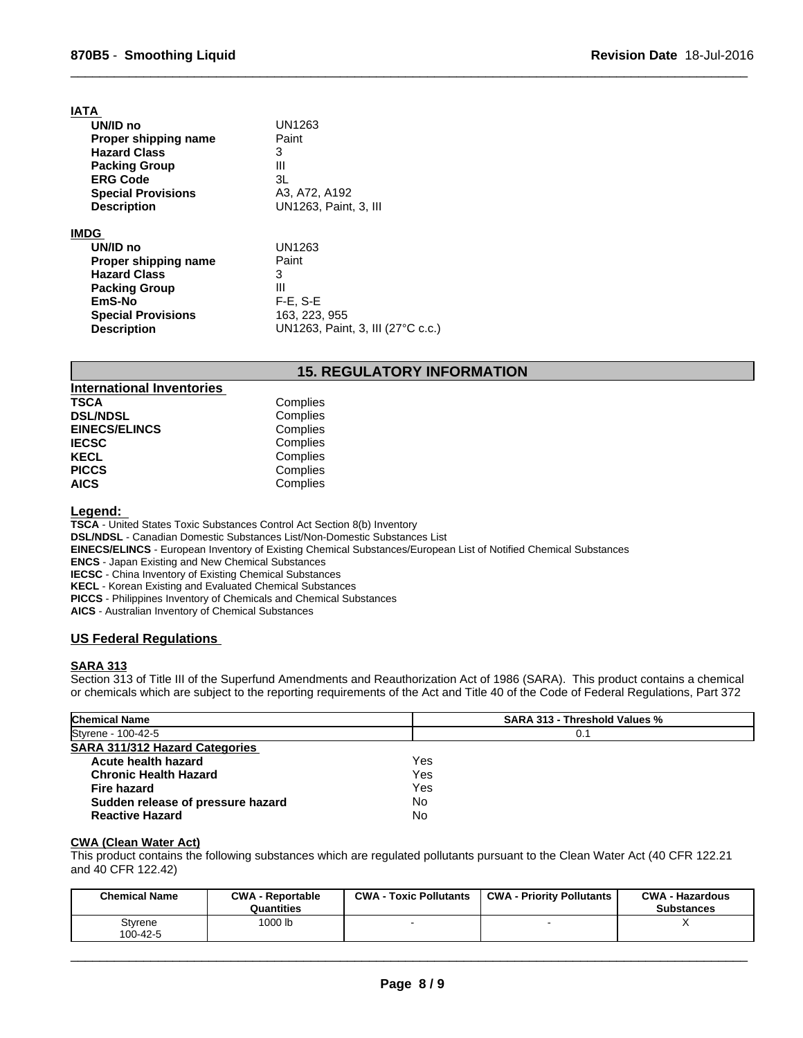**IATA**

| | |
|---|---|
| **UN/ID no** | UN1263 |
| **Proper shipping name** | Paint |
| **Hazard Class** | 3 |
| **Packing Group** | III |
| **ERG Code** | 3L |
| **Special Provisions** | A3, A72, A192 |
| **Description** | UN1263, Paint, 3, III |

**IMDG**

| | |
|---|---|
| **UN/ID no** | UN1263 |
| **Proper shipping name** | Paint |
| **Hazard Class** | 3 |
| **Packing Group** | III |
| **EmS-No** | F-E, S-E |
| **Special Provisions** | 163, 223, 955 |
| **Description** | UN1263, Paint, 3, III (27°C c.c.) |

## 15. REGULATORY INFORMATION

**International Inventories**

| | |
|---|---|
| **TSCA** | Complies |
| **DSL/NDSL** | Complies |
| **EINECS/ELINCS** | Complies |
| **IECSC** | Complies |
| **KECL** | Complies |
| **PICCS** | Complies |
| **AICS** | Complies |

**Legend:**

**TSCA** - United States Toxic Substances Control Act Section 8(b) Inventory
**DSL/NDSL** - Canadian Domestic Substances List/Non-Domestic Substances List
**EINECS/ELINCS** - European Inventory of Existing Chemical Substances/European List of Notified Chemical Substances
**ENCS** - Japan Existing and New Chemical Substances
**IECSC** - China Inventory of Existing Chemical Substances
**KECL** - Korean Existing and Evaluated Chemical Substances
**PICCS** - Philippines Inventory of Chemicals and Chemical Substances
**AICS** - Australian Inventory of Chemical Substances

### US Federal Regulations

**SARA 313**

Section 313 of Title III of the Superfund Amendments and Reauthorization Act of 1986 (SARA). This product contains a chemical or chemicals which are subject to the reporting requirements of the Act and Title 40 of the Code of Federal Regulations, Part 372

| Chemical Name | SARA 313 - Threshold Values % |
|---|---|
| Styrene - 100-42-5 | 0.1 |

**SARA 311/312 Hazard Categories**

| | |
|---|---|
| **Acute health hazard** | Yes |
| **Chronic Health Hazard** | Yes |
| **Fire hazard** | Yes |
| **Sudden release of pressure hazard** | No |
| **Reactive Hazard** | No |

**CWA (Clean Water Act)**

This product contains the following substances which are regulated pollutants pursuant to the Clean Water Act (40 CFR 122.21 and 40 CFR 122.42)

| Chemical Name | CWA - Reportable Quantities | CWA - Toxic Pollutants | CWA - Priority Pollutants | CWA - Hazardous Substances |
|---|---|---|---|---|
| Styrene 100-42-5 | 1000 lb | - | - | X |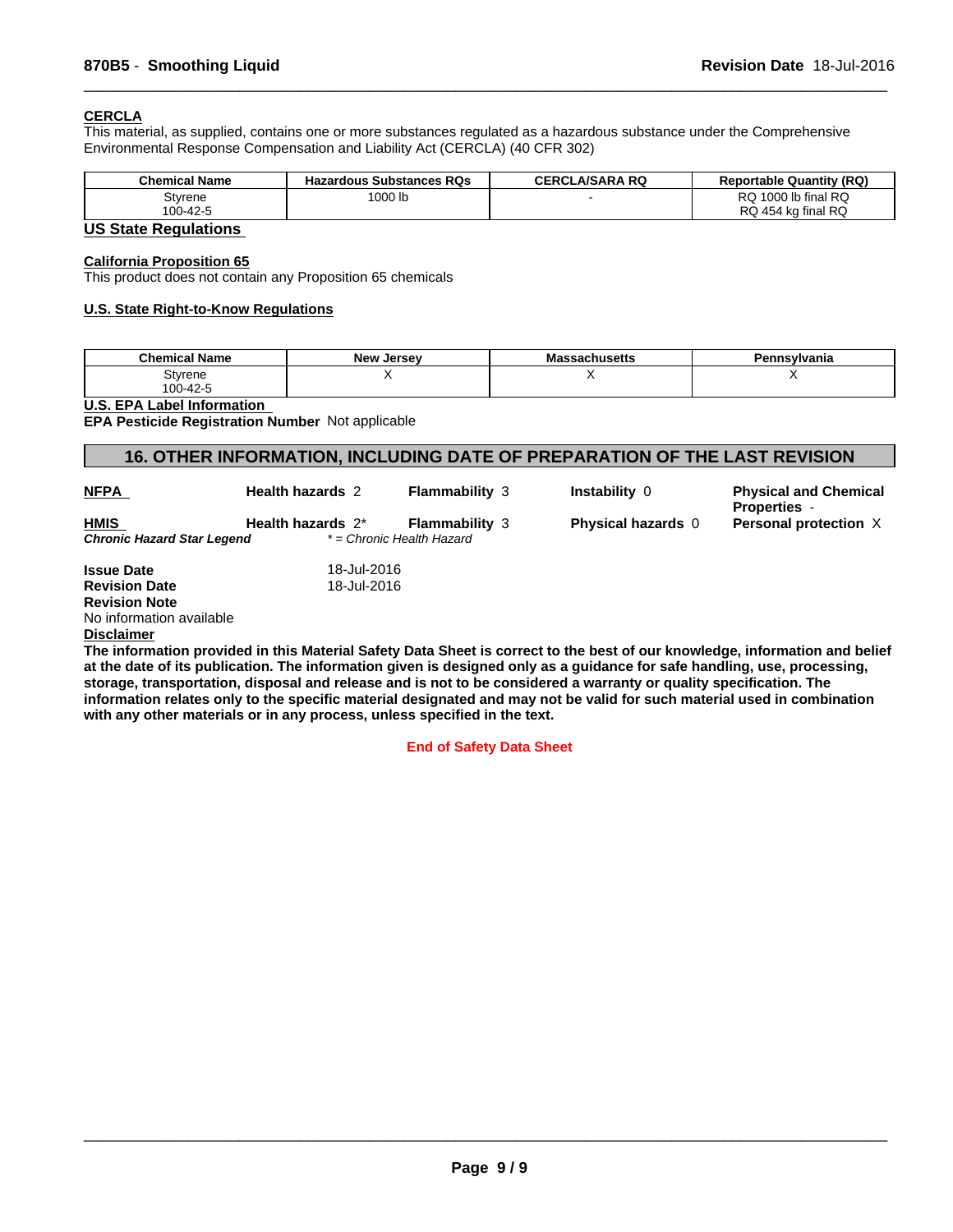### CERCLA

This material, as supplied, contains one or more substances regulated as a hazardous substance under the Comprehensive Environmental Response Compensation and Liability Act (CERCLA) (40 CFR 302)

| Chemical Name | Hazardous Substances RQs | CERCLA/SARA RQ | Reportable Quantity (RQ) |
|---|---|---|---|
| Styrene<br>100-42-5 | 1000 lb | - | RQ 1000 lb final RQ<br>RQ 454 kg final RQ |

### US State Regulations

#### California Proposition 65

This product does not contain any Proposition 65 chemicals

#### U.S. State Right-to-Know Regulations

| Chemical Name | New Jersey | Massachusetts | Pennsylvania |
|---|---|---|---|
| Styrene<br>100-42-5 | X | X | X |

#### U.S. EPA Label Information

**EPA Pesticide Registration Number** Not applicable

## 16. OTHER INFORMATION, INCLUDING DATE OF PREPARATION OF THE LAST REVISION

| | | | | |
|---|---|---|---|---|
| **NFPA** | **Health hazards** 2 | **Flammability** 3 | **Instability** 0 | **Physical and Chemical Properties** - |
| **HMIS** | **Health hazards** 2* | **Flammability** 3 | **Physical hazards** 0 | **Personal protection** X |

***Chronic Hazard Star Legend*** *\* = Chronic Health Hazard*

**Issue Date** 18-Jul-2016
**Revision Date** 18-Jul-2016
**Revision Note**
No information available

**Disclaimer**

**The information provided in this Material Safety Data Sheet is correct to the best of our knowledge, information and belief at the date of its publication. The information given is designed only as a guidance for safe handling, use, processing, storage, transportation, disposal and release and is not to be considered a warranty or quality specification. The information relates only to the specific material designated and may not be valid for such material used in combination with any other materials or in any process, unless specified in the text.**

**End of Safety Data Sheet**